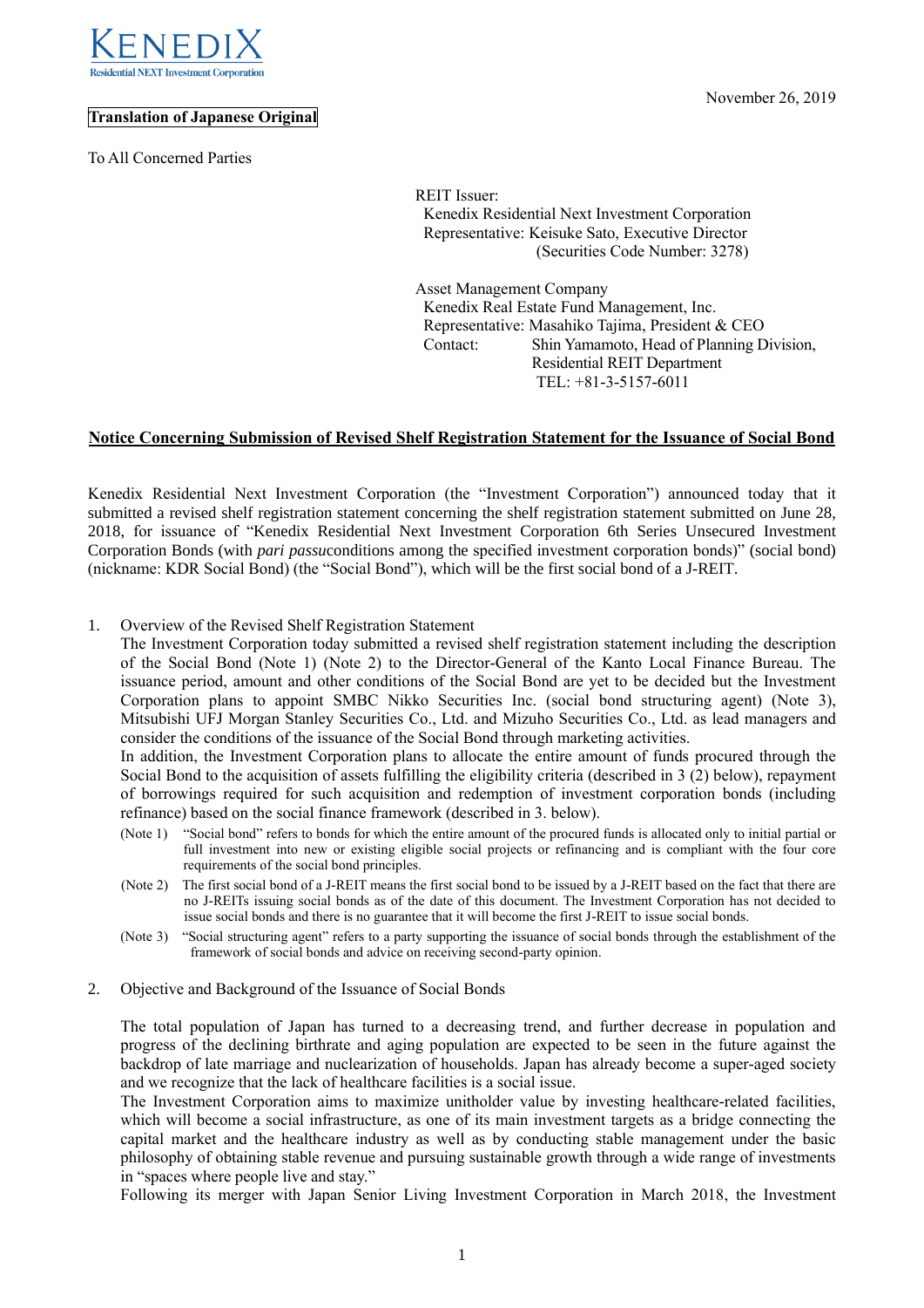KENEDIX
Residential NEXT Investment Corporation

November 26, 2019

**Translation of Japanese Original**

To All Concerned Parties

REIT Issuer:
Kenedix Residential Next Investment Corporation
Representative: Keisuke Sato, Executive Director
(Securities Code Number: 3278)

Asset Management Company
Kenedix Real Estate Fund Management, Inc.
Representative: Masahiko Tajima, President & CEO
Contact: Shin Yamamoto, Head of Planning Division, Residential REIT Department
TEL: +81-3-5157-6011

## Notice Concerning Submission of Revised Shelf Registration Statement for the Issuance of Social Bond

Kenedix Residential Next Investment Corporation (the "Investment Corporation") announced today that it submitted a revised shelf registration statement concerning the shelf registration statement submitted on June 28, 2018, for issuance of "Kenedix Residential Next Investment Corporation 6th Series Unsecured Investment Corporation Bonds (with *pari passu*conditions among the specified investment corporation bonds)" (social bond) (nickname: KDR Social Bond) (the "Social Bond"), which will be the first social bond of a J-REIT.

1. Overview of the Revised Shelf Registration Statement

   The Investment Corporation today submitted a revised shelf registration statement including the description of the Social Bond (Note 1) (Note 2) to the Director-General of the Kanto Local Finance Bureau. The issuance period, amount and other conditions of the Social Bond are yet to be decided but the Investment Corporation plans to appoint SMBC Nikko Securities Inc. (social bond structuring agent) (Note 3), Mitsubishi UFJ Morgan Stanley Securities Co., Ltd. and Mizuho Securities Co., Ltd. as lead managers and consider the conditions of the issuance of the Social Bond through marketing activities.

   In addition, the Investment Corporation plans to allocate the entire amount of funds procured through the Social Bond to the acquisition of assets fulfilling the eligibility criteria (described in 3 (2) below), repayment of borrowings required for such acquisition and redemption of investment corporation bonds (including refinance) based on the social finance framework (described in 3. below).

   (Note 1) "Social bond" refers to bonds for which the entire amount of the procured funds is allocated only to initial partial or full investment into new or existing eligible social projects or refinancing and is compliant with the four core requirements of the social bond principles.

   (Note 2) The first social bond of a J-REIT means the first social bond to be issued by a J-REIT based on the fact that there are no J-REITs issuing social bonds as of the date of this document. The Investment Corporation has not decided to issue social bonds and there is no guarantee that it will become the first J-REIT to issue social bonds.

   (Note 3) "Social structuring agent" refers to a party supporting the issuance of social bonds through the establishment of the framework of social bonds and advice on receiving second-party opinion.

2. Objective and Background of the Issuance of Social Bonds

   The total population of Japan has turned to a decreasing trend, and further decrease in population and progress of the declining birthrate and aging population are expected to be seen in the future against the backdrop of late marriage and nuclearization of households. Japan has already become a super-aged society and we recognize that the lack of healthcare facilities is a social issue.

   The Investment Corporation aims to maximize unitholder value by investing healthcare-related facilities, which will become a social infrastructure, as one of its main investment targets as a bridge connecting the capital market and the healthcare industry as well as by conducting stable management under the basic philosophy of obtaining stable revenue and pursuing sustainable growth through a wide range of investments in "spaces where people live and stay."

   Following its merger with Japan Senior Living Investment Corporation in March 2018, the Investment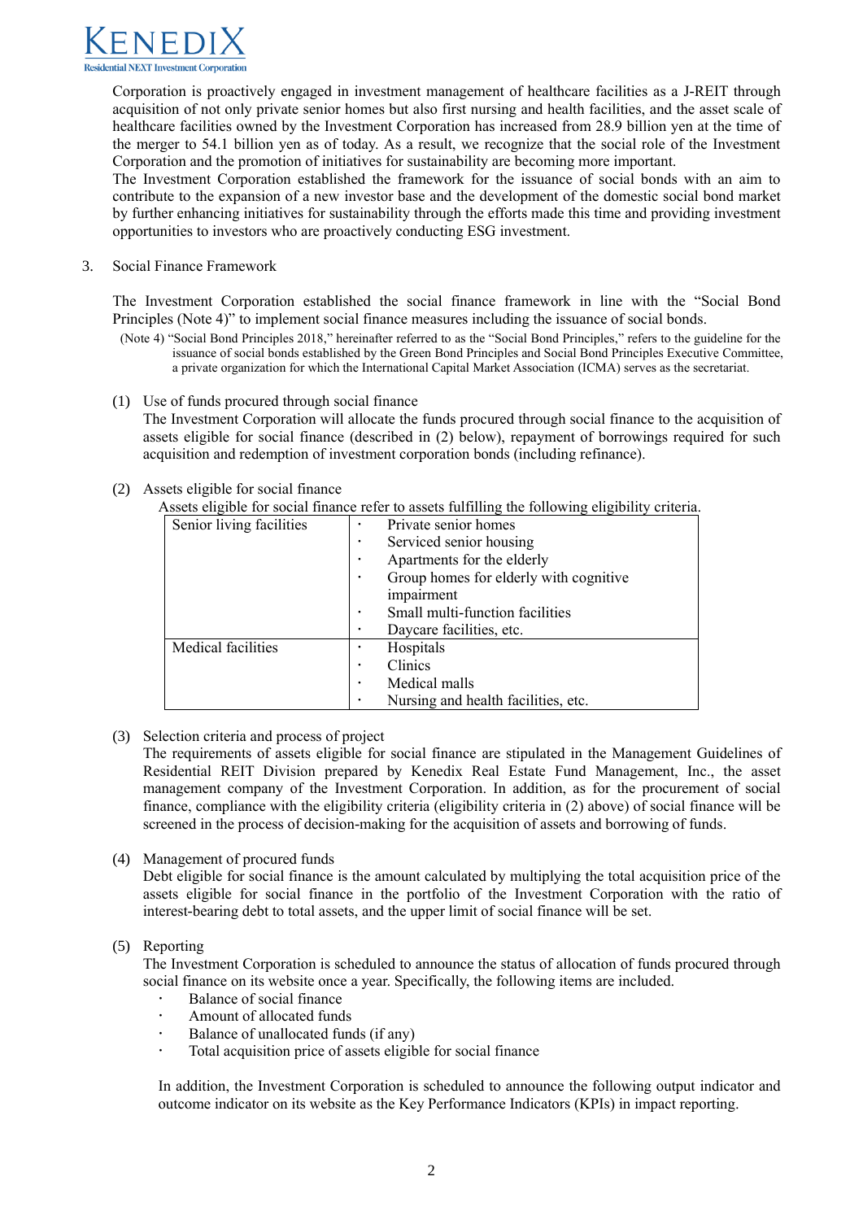Corporation is proactively engaged in investment management of healthcare facilities as a J-REIT through acquisition of not only private senior homes but also first nursing and health facilities, and the asset scale of healthcare facilities owned by the Investment Corporation has increased from 28.9 billion yen at the time of the merger to 54.1 billion yen as of today. As a result, we recognize that the social role of the Investment Corporation and the promotion of initiatives for sustainability are becoming more important.

The Investment Corporation established the framework for the issuance of social bonds with an aim to contribute to the expansion of a new investor base and the development of the domestic social bond market by further enhancing initiatives for sustainability through the efforts made this time and providing investment opportunities to investors who are proactively conducting ESG investment.

3. Social Finance Framework

The Investment Corporation established the social finance framework in line with the "Social Bond Principles (Note 4)" to implement social finance measures including the issuance of social bonds.

(Note 4) "Social Bond Principles 2018," hereinafter referred to as the "Social Bond Principles," refers to the guideline for the issuance of social bonds established by the Green Bond Principles and Social Bond Principles Executive Committee, a private organization for which the International Capital Market Association (ICMA) serves as the secretariat.

(1) Use of funds procured through social finance

The Investment Corporation will allocate the funds procured through social finance to the acquisition of assets eligible for social finance (described in (2) below), repayment of borrowings required for such acquisition and redemption of investment corporation bonds (including refinance).

(2) Assets eligible for social finance

Assets eligible for social finance refer to assets fulfilling the following eligibility criteria.

| | |
|---|---|
| Senior living facilities | ・ Private senior homes<br>・ Serviced senior housing<br>・ Apartments for the elderly<br>・ Group homes for elderly with cognitive impairment<br>・ Small multi-function facilities<br>・ Daycare facilities, etc. |
| Medical facilities | ・ Hospitals<br>・ Clinics<br>・ Medical malls<br>・ Nursing and health facilities, etc. |

(3) Selection criteria and process of project

The requirements of assets eligible for social finance are stipulated in the Management Guidelines of Residential REIT Division prepared by Kenedix Real Estate Fund Management, Inc., the asset management company of the Investment Corporation. In addition, as for the procurement of social finance, compliance with the eligibility criteria (eligibility criteria in (2) above) of social finance will be screened in the process of decision-making for the acquisition of assets and borrowing of funds.

(4) Management of procured funds

Debt eligible for social finance is the amount calculated by multiplying the total acquisition price of the assets eligible for social finance in the portfolio of the Investment Corporation with the ratio of interest-bearing debt to total assets, and the upper limit of social finance will be set.

(5) Reporting

The Investment Corporation is scheduled to announce the status of allocation of funds procured through social finance on its website once a year. Specifically, the following items are included.

- Balance of social finance
- Amount of allocated funds
- Balance of unallocated funds (if any)
- Total acquisition price of assets eligible for social finance

In addition, the Investment Corporation is scheduled to announce the following output indicator and outcome indicator on its website as the Key Performance Indicators (KPIs) in impact reporting.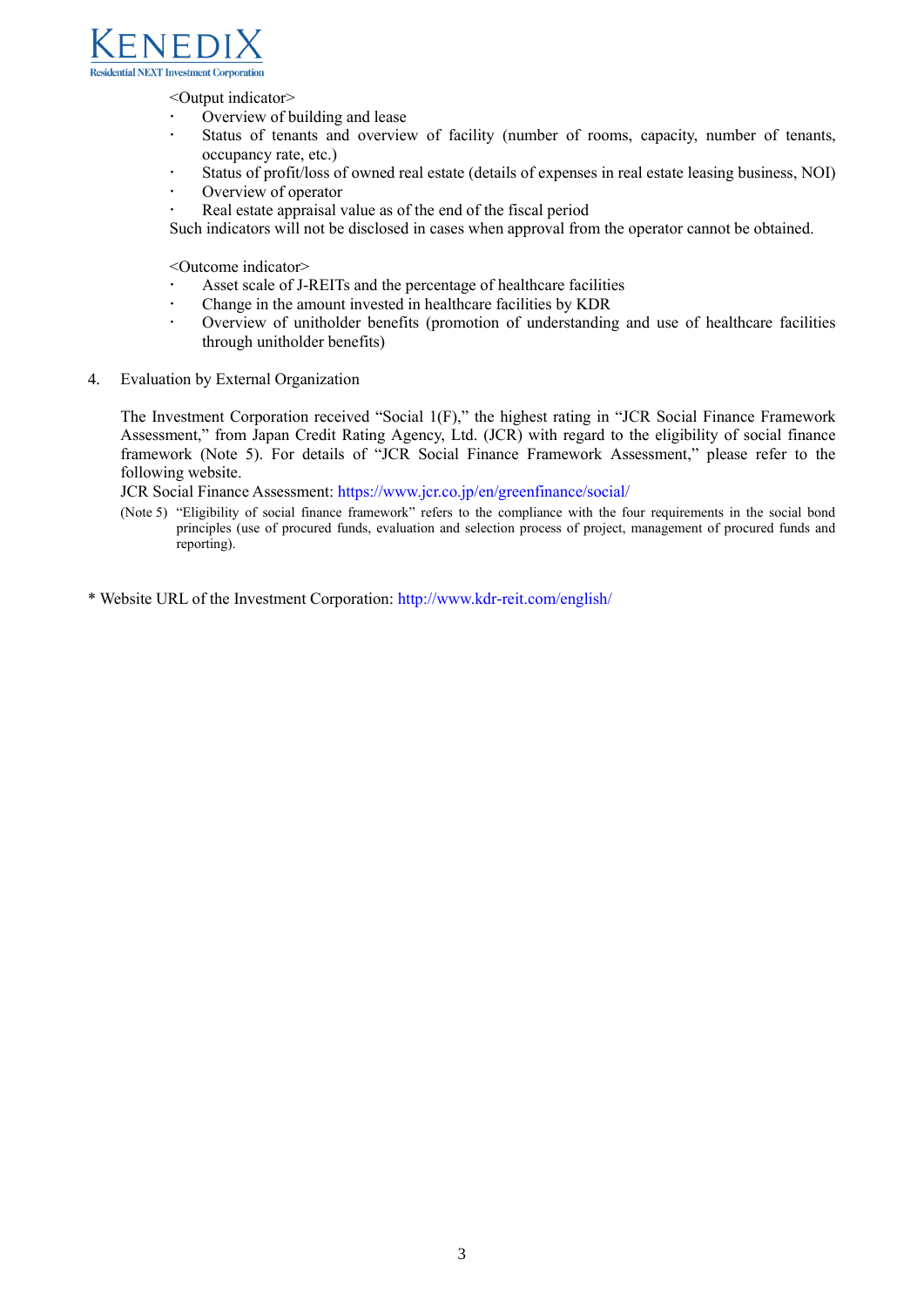<Output indicator>

- Overview of building and lease
- Status of tenants and overview of facility (number of rooms, capacity, number of tenants, occupancy rate, etc.)
- Status of profit/loss of owned real estate (details of expenses in real estate leasing business, NOI)
- Overview of operator
- Real estate appraisal value as of the end of the fiscal period

Such indicators will not be disclosed in cases when approval from the operator cannot be obtained.

<Outcome indicator>

- Asset scale of J-REITs and the percentage of healthcare facilities
- Change in the amount invested in healthcare facilities by KDR
- Overview of unitholder benefits (promotion of understanding and use of healthcare facilities through unitholder benefits)

4. Evaluation by External Organization

The Investment Corporation received "Social 1(F)," the highest rating in "JCR Social Finance Framework Assessment," from Japan Credit Rating Agency, Ltd. (JCR) with regard to the eligibility of social finance framework (Note 5). For details of "JCR Social Finance Framework Assessment," please refer to the following website.

JCR Social Finance Assessment: https://www.jcr.co.jp/en/greenfinance/social/

(Note 5) "Eligibility of social finance framework" refers to the compliance with the four requirements in the social bond principles (use of procured funds, evaluation and selection process of project, management of procured funds and reporting).

* Website URL of the Investment Corporation: http://www.kdr-reit.com/english/